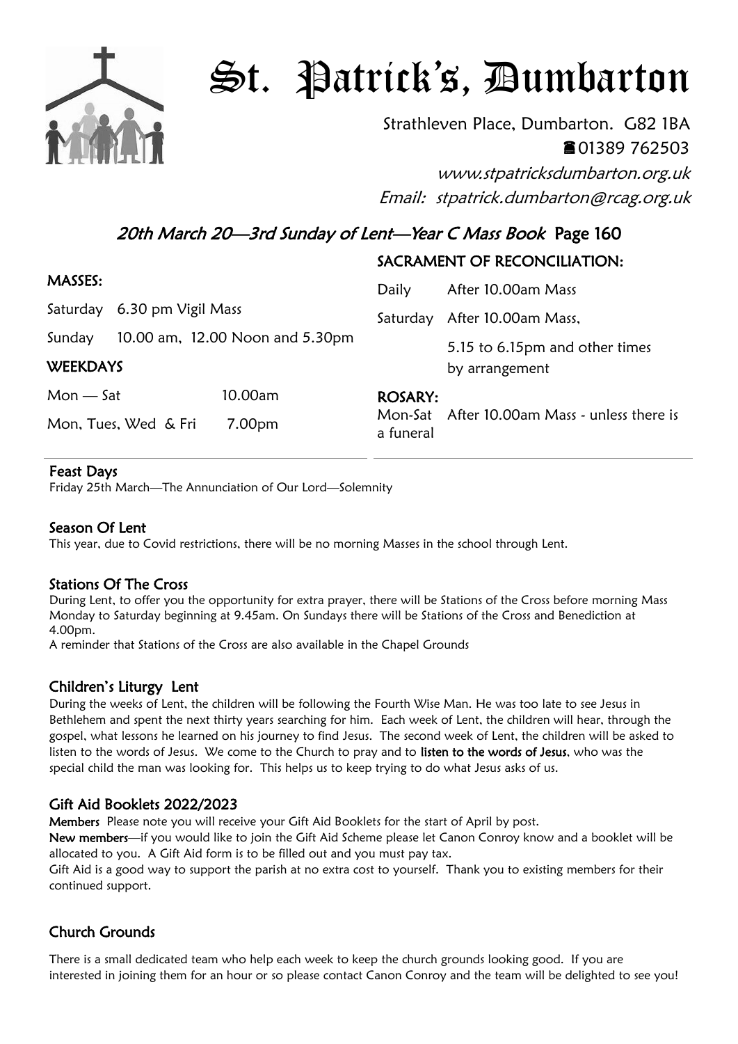# St. Patrick's, Dumbarton

Strathleven Place, Dumbarton. G82 1BA
☎01389 762503
*www.stpatricksdumbarton.org.uk*
*Email: stpatrick.dumbarton@rcag.org.uk*

## *20th March 20—3rd Sunday of Lent—Year C Mass Book* Page 160

**MASSES:**

Saturday 6.30 pm Vigil Mass

Sunday 10.00 am, 12.00 Noon and 5.30pm

**WEEKDAYS**

Mon — Sat 10.00am

Mon, Tues, Wed & Fri 7.00pm

**SACRAMENT OF RECONCILIATION:**

Daily After 10.00am Mass

Saturday After 10.00am Mass, 5.15 to 6.15pm and other times by arrangement

**ROSARY:**

Mon-Sat After 10.00am Mass - unless there is a funeral

### Feast Days

Friday 25th March—The Annunciation of Our Lord—Solemnity

### Season Of Lent

This year, due to Covid restrictions, there will be no morning Masses in the school through Lent.

### Stations Of The Cross

During Lent, to offer you the opportunity for extra prayer, there will be Stations of the Cross before morning Mass Monday to Saturday beginning at 9.45am. On Sundays there will be Stations of the Cross and Benediction at 4.00pm.

A reminder that Stations of the Cross are also available in the Chapel Grounds

### Children's Liturgy Lent

During the weeks of Lent, the children will be following the Fourth Wise Man. He was too late to see Jesus in Bethlehem and spent the next thirty years searching for him. Each week of Lent, the children will hear, through the gospel, what lessons he learned on his journey to find Jesus. The second week of Lent, the children will be asked to listen to the words of Jesus. We come to the Church to pray and to **listen to the words of Jesus**, who was the special child the man was looking for. This helps us to keep trying to do what Jesus asks of us.

### Gift Aid Booklets 2022/2023

**Members** Please note you will receive your Gift Aid Booklets for the start of April by post.

**New members**—if you would like to join the Gift Aid Scheme please let Canon Conroy know and a booklet will be allocated to you. A Gift Aid form is to be filled out and you must pay tax.

Gift Aid is a good way to support the parish at no extra cost to yourself. Thank you to existing members for their continued support.

### Church Grounds

There is a small dedicated team who help each week to keep the church grounds looking good. If you are interested in joining them for an hour or so please contact Canon Conroy and the team will be delighted to see you!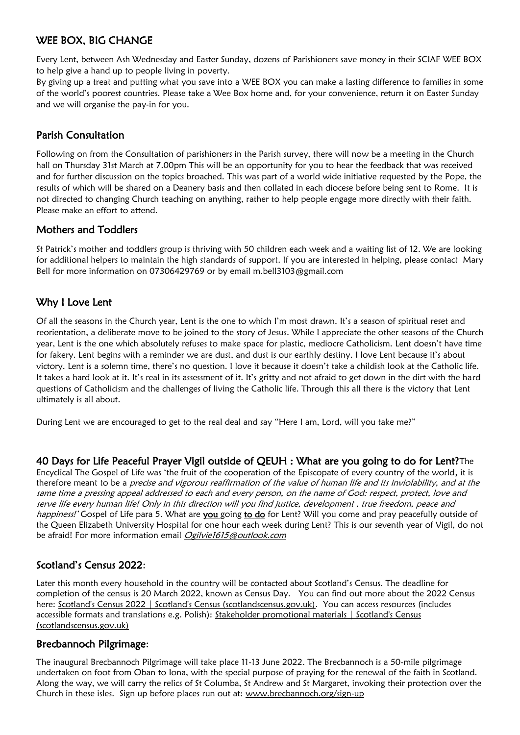## WEE BOX, BIG CHANGE

Every Lent, between Ash Wednesday and Easter Sunday, dozens of Parishioners save money in their SCIAF WEE BOX to help give a hand up to people living in poverty.
By giving up a treat and putting what you save into a WEE BOX you can make a lasting difference to families in some of the world's poorest countries. Please take a Wee Box home and, for your convenience, return it on Easter Sunday and we will organise the pay-in for you.

## Parish Consultation

Following on from the Consultation of parishioners in the Parish survey, there will now be a meeting in the Church hall on Thursday 31st March at 7.00pm This will be an opportunity for you to hear the feedback that was received and for further discussion on the topics broached. This was part of a world wide initiative requested by the Pope, the results of which will be shared on a Deanery basis and then collated in each diocese before being sent to Rome. It is not directed to changing Church teaching on anything, rather to help people engage more directly with their faith. Please make an effort to attend.

## Mothers and Toddlers

St Patrick's mother and toddlers group is thriving with 50 children each week and a waiting list of 12. We are looking for additional helpers to maintain the high standards of support. If you are interested in helping, please contact Mary Bell for more information on 07306429769 or by email m.bell3103@gmail.com

## Why I Love Lent

Of all the seasons in the Church year, Lent is the one to which I'm most drawn. It's a season of spiritual reset and reorientation, a deliberate move to be joined to the story of Jesus. While I appreciate the other seasons of the Church year, Lent is the one which absolutely refuses to make space for plastic, mediocre Catholicism. Lent doesn't have time for fakery. Lent begins with a reminder we are dust, and dust is our earthly destiny. I love Lent because it's about victory. Lent is a solemn time, there's no question. I love it because it doesn't take a childish look at the Catholic life. It takes a hard look at it. It's real in its assessment of it. It's gritty and not afraid to get down in the dirt with the hard questions of Catholicism and the challenges of living the Catholic life. Through this all there is the victory that Lent ultimately is all about.

During Lent we are encouraged to get to the real deal and say "Here I am, Lord, will you take me?"

## 40 Days for Life Peaceful Prayer Vigil outside of QEUH : What are you going to do for Lent?

The Encyclical The Gospel of Life was 'the fruit of the cooperation of the Episcopate of every country of the world, it is therefore meant to be a *precise and vigorous reaffirmation of the value of human life and its inviolability, and at the same time a pressing appeal addressed to each and every person, on the name of God: respect, protect, love and serve life every human life! Only in this direction will you find justice, development , true freedom, peace and happiness!'* Gospel of Life para 5. What are **you** going **to do** for Lent? Will you come and pray peacefully outside of the Queen Elizabeth University Hospital for one hour each week during Lent? This is our seventh year of Vigil, do not be afraid! For more information email *Ogilvie1615@outlook.com*

## Scotland's Census 2022:

Later this month every household in the country will be contacted about Scotland's Census. The deadline for completion of the census is 20 March 2022, known as Census Day. You can find out more about the 2022 Census here: Scotland's Census 2022 | Scotland's Census (scotlandscensus.gov.uk). You can access resources (includes accessible formats and translations e.g. Polish): Stakeholder promotional materials | Scotland's Census (scotlandscensus.gov.uk)

## Brecbannoch Pilgrimage:

The inaugural Brecbannoch Pilgrimage will take place 11-13 June 2022. The Brecbannoch is a 50-mile pilgrimage undertaken on foot from Oban to Iona, with the special purpose of praying for the renewal of the faith in Scotland. Along the way, we will carry the relics of St Columba, St Andrew and St Margaret, invoking their protection over the Church in these isles. Sign up before places run out at: www.brecbannoch.org/sign-up